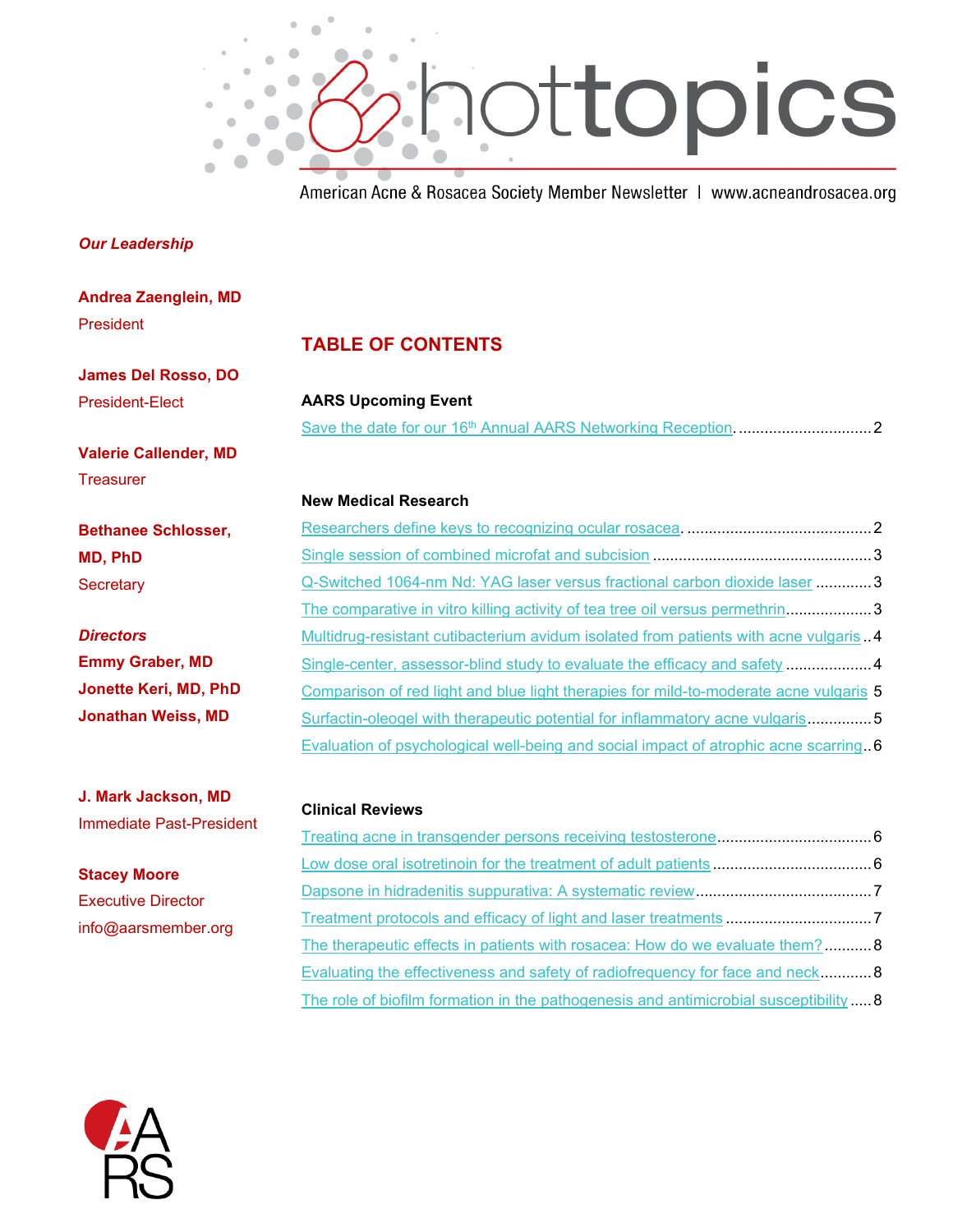# hottopics

American Acne & Rosacea Society Member Newsletter | www.acneandrosacea.org

***Our Leadership***

**Andrea Zaenglein, MD**
President

**James Del Rosso, DO**
President-Elect

**Valerie Callender, MD**
Treasurer

**Bethanee Schlosser, MD, PhD**
Secretary

***Directors***
**Emmy Graber, MD**
**Jonette Keri, MD, PhD**
**Jonathan Weiss, MD**

**J. Mark Jackson, MD**
Immediate Past-President

**Stacey Moore**
Executive Director
info@aarsmember.org

## TABLE OF CONTENTS

### AARS Upcoming Event

Save the date for our 16th Annual AARS Networking Reception. ............ 2

### New Medical Research

Researchers define keys to recognizing ocular rosacea. ............ 2
Single session of combined microfat and subcision ............ 3
Q-Switched 1064-nm Nd: YAG laser versus fractional carbon dioxide laser ............ 3
The comparative in vitro killing activity of tea tree oil versus permethrin ............ 3
Multidrug-resistant cutibacterium avidum isolated from patients with acne vulgaris ............ 4
Single-center, assessor-blind study to evaluate the efficacy and safety ............ 4
Comparison of red light and blue light therapies for mild-to-moderate acne vulgaris ............ 5
Surfactin-oleogel with therapeutic potential for inflammatory acne vulgaris ............ 5
Evaluation of psychological well-being and social impact of atrophic acne scarring ............ 6

### Clinical Reviews

Treating acne in transgender persons receiving testosterone ............ 6
Low dose oral isotretinoin for the treatment of adult patients ............ 6
Dapsone in hidradenitis suppurativa: A systematic review ............ 7
Treatment protocols and efficacy of light and laser treatments ............ 7
The therapeutic effects in patients with rosacea: How do we evaluate them? ............ 8
Evaluating the effectiveness and safety of radiofrequency for face and neck ............ 8
The role of biofilm formation in the pathogenesis and antimicrobial susceptibility ............ 8

AARS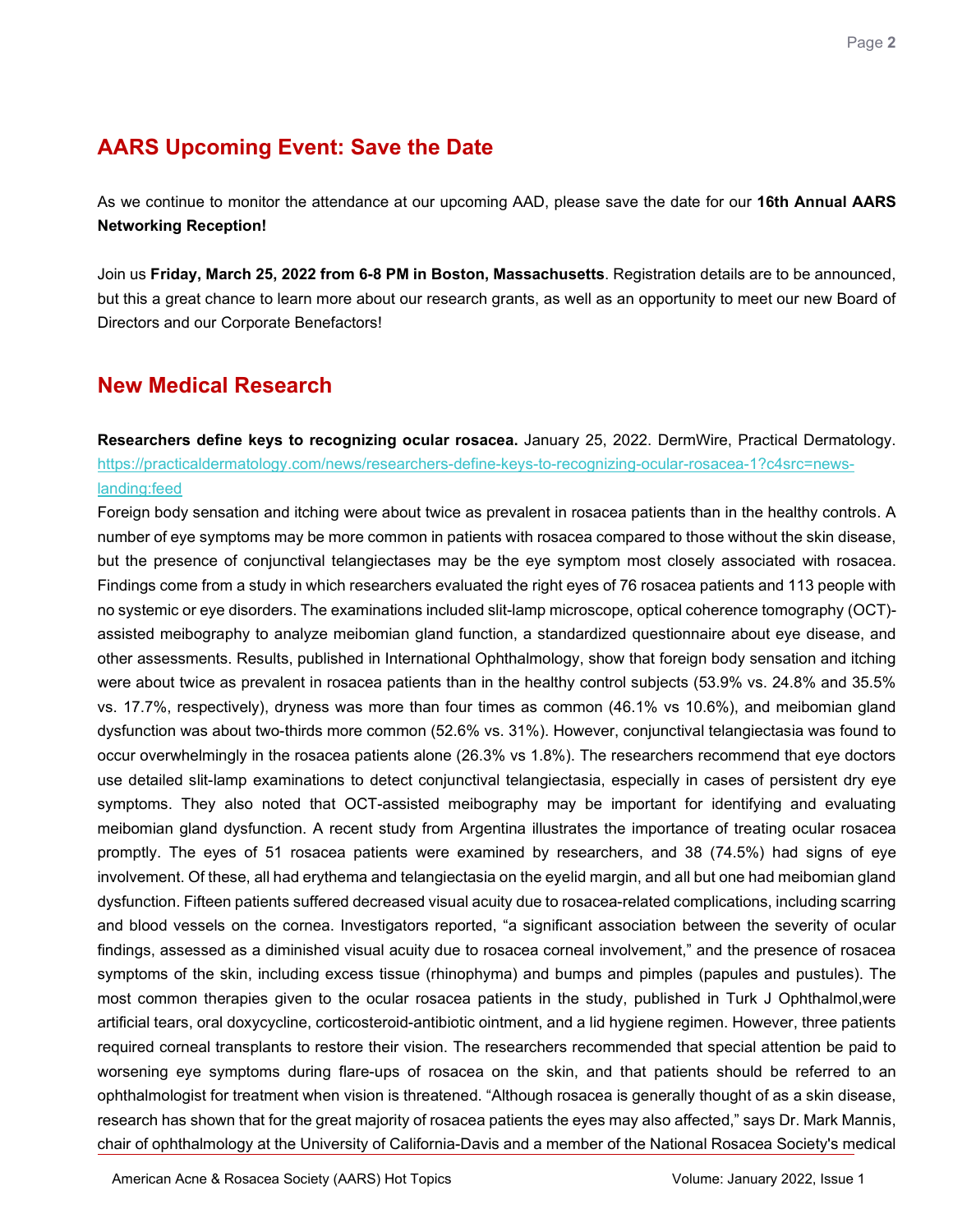## AARS Upcoming Event: Save the Date

As we continue to monitor the attendance at our upcoming AAD, please save the date for our **16th Annual AARS Networking Reception!**

Join us **Friday, March 25, 2022 from 6-8 PM in Boston, Massachusetts**. Registration details are to be announced, but this a great chance to learn more about our research grants, as well as an opportunity to meet our new Board of Directors and our Corporate Benefactors!

## New Medical Research

**Researchers define keys to recognizing ocular rosacea.** January 25, 2022. DermWire, Practical Dermatology. [https://practicaldermatology.com/news/researchers-define-keys-to-recognizing-ocular-rosacea-1?c4src=news-landing:feed](https://practicaldermatology.com/news/researchers-define-keys-to-recognizing-ocular-rosacea-1?c4src=news-landing:feed)

Foreign body sensation and itching were about twice as prevalent in rosacea patients than in the healthy controls. A number of eye symptoms may be more common in patients with rosacea compared to those without the skin disease, but the presence of conjunctival telangiectases may be the eye symptom most closely associated with rosacea. Findings come from a study in which researchers evaluated the right eyes of 76 rosacea patients and 113 people with no systemic or eye disorders. The examinations included slit-lamp microscope, optical coherence tomography (OCT)-assisted meibography to analyze meibomian gland function, a standardized questionnaire about eye disease, and other assessments. Results, published in International Ophthalmology, show that foreign body sensation and itching were about twice as prevalent in rosacea patients than in the healthy control subjects (53.9% vs. 24.8% and 35.5% vs. 17.7%, respectively), dryness was more than four times as common (46.1% vs 10.6%), and meibomian gland dysfunction was about two-thirds more common (52.6% vs. 31%). However, conjunctival telangiectasia was found to occur overwhelmingly in the rosacea patients alone (26.3% vs 1.8%). The researchers recommend that eye doctors use detailed slit-lamp examinations to detect conjunctival telangiectasia, especially in cases of persistent dry eye symptoms. They also noted that OCT-assisted meibography may be important for identifying and evaluating meibomian gland dysfunction. A recent study from Argentina illustrates the importance of treating ocular rosacea promptly. The eyes of 51 rosacea patients were examined by researchers, and 38 (74.5%) had signs of eye involvement. Of these, all had erythema and telangiectasia on the eyelid margin, and all but one had meibomian gland dysfunction. Fifteen patients suffered decreased visual acuity due to rosacea-related complications, including scarring and blood vessels on the cornea. Investigators reported, "a significant association between the severity of ocular findings, assessed as a diminished visual acuity due to rosacea corneal involvement," and the presence of rosacea symptoms of the skin, including excess tissue (rhinophyma) and bumps and pimples (papules and pustules). The most common therapies given to the ocular rosacea patients in the study, published in Turk J Ophthalmol,were artificial tears, oral doxycycline, corticosteroid-antibiotic ointment, and a lid hygiene regimen. However, three patients required corneal transplants to restore their vision. The researchers recommended that special attention be paid to worsening eye symptoms during flare-ups of rosacea on the skin, and that patients should be referred to an ophthalmologist for treatment when vision is threatened. "Although rosacea is generally thought of as a skin disease, research has shown that for the great majority of rosacea patients the eyes may also affected," says Dr. Mark Mannis, chair of ophthalmology at the University of California-Davis and a member of the National Rosacea Society's medical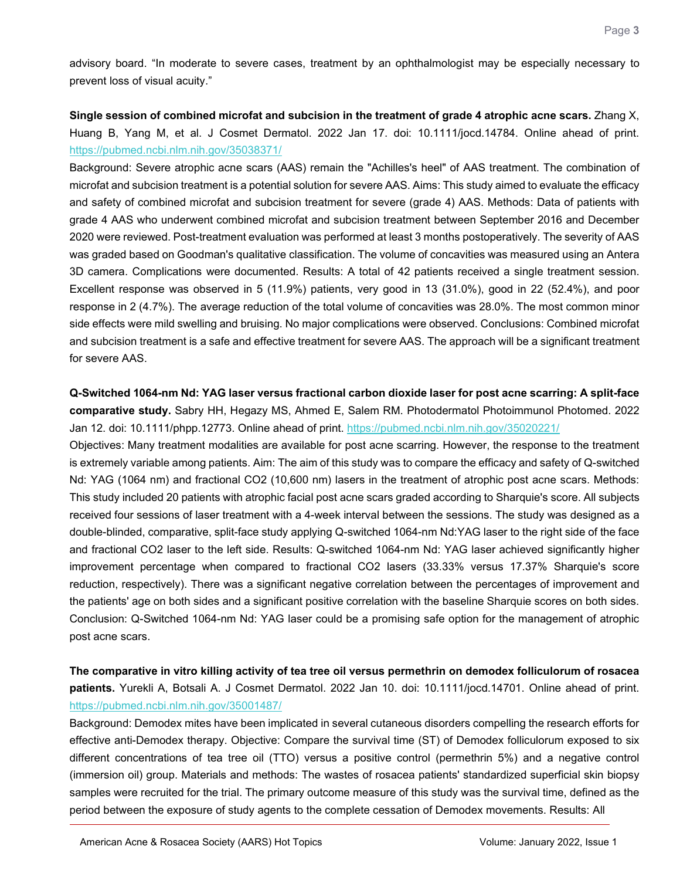advisory board. "In moderate to severe cases, treatment by an ophthalmologist may be especially necessary to prevent loss of visual acuity."

**Single session of combined microfat and subcision in the treatment of grade 4 atrophic acne scars.** Zhang X, Huang B, Yang M, et al. J Cosmet Dermatol. 2022 Jan 17. doi: 10.1111/jocd.14784. Online ahead of print. https://pubmed.ncbi.nlm.nih.gov/35038371/

Background: Severe atrophic acne scars (AAS) remain the "Achilles's heel" of AAS treatment. The combination of microfat and subcision treatment is a potential solution for severe AAS. Aims: This study aimed to evaluate the efficacy and safety of combined microfat and subcision treatment for severe (grade 4) AAS. Methods: Data of patients with grade 4 AAS who underwent combined microfat and subcision treatment between September 2016 and December 2020 were reviewed. Post-treatment evaluation was performed at least 3 months postoperatively. The severity of AAS was graded based on Goodman's qualitative classification. The volume of concavities was measured using an Antera 3D camera. Complications were documented. Results: A total of 42 patients received a single treatment session. Excellent response was observed in 5 (11.9%) patients, very good in 13 (31.0%), good in 22 (52.4%), and poor response in 2 (4.7%). The average reduction of the total volume of concavities was 28.0%. The most common minor side effects were mild swelling and bruising. No major complications were observed. Conclusions: Combined microfat and subcision treatment is a safe and effective treatment for severe AAS. The approach will be a significant treatment for severe AAS.

**Q-Switched 1064-nm Nd: YAG laser versus fractional carbon dioxide laser for post acne scarring: A split-face comparative study.** Sabry HH, Hegazy MS, Ahmed E, Salem RM. Photodermatol Photoimmunol Photomed. 2022 Jan 12. doi: 10.1111/phpp.12773. Online ahead of print. https://pubmed.ncbi.nlm.nih.gov/35020221/

Objectives: Many treatment modalities are available for post acne scarring. However, the response to the treatment is extremely variable among patients. Aim: The aim of this study was to compare the efficacy and safety of Q-switched Nd: YAG (1064 nm) and fractional $CO_2$ (10,600 nm) lasers in the treatment of atrophic post acne scars. Methods: This study included 20 patients with atrophic facial post acne scars graded according to Sharquie's score. All subjects received four sessions of laser treatment with a 4-week interval between the sessions. The study was designed as a double-blinded, comparative, split-face study applying Q-switched 1064-nm Nd:YAG laser to the right side of the face and fractional $CO_2$ laser to the left side. Results: Q-switched 1064-nm Nd: YAG laser achieved significantly higher improvement percentage when compared to fractional $CO_2$ lasers (33.33% versus 17.37% Sharquie's score reduction, respectively). There was a significant negative correlation between the percentages of improvement and the patients' age on both sides and a significant positive correlation with the baseline Sharquie scores on both sides. Conclusion: Q-Switched 1064-nm Nd: YAG laser could be a promising safe option for the management of atrophic post acne scars.

**The comparative in vitro killing activity of tea tree oil versus permethrin on demodex folliculorum of rosacea patients.** Yurekli A, Botsali A. J Cosmet Dermatol. 2022 Jan 10. doi: 10.1111/jocd.14701. Online ahead of print. https://pubmed.ncbi.nlm.nih.gov/35001487/

Background: Demodex mites have been implicated in several cutaneous disorders compelling the research efforts for effective anti-Demodex therapy. Objective: Compare the survival time (ST) of Demodex folliculorum exposed to six different concentrations of tea tree oil (TTO) versus a positive control (permethrin 5%) and a negative control (immersion oil) group. Materials and methods: The wastes of rosacea patients' standardized superficial skin biopsy samples were recruited for the trial. The primary outcome measure of this study was the survival time, defined as the period between the exposure of study agents to the complete cessation of Demodex movements. Results: All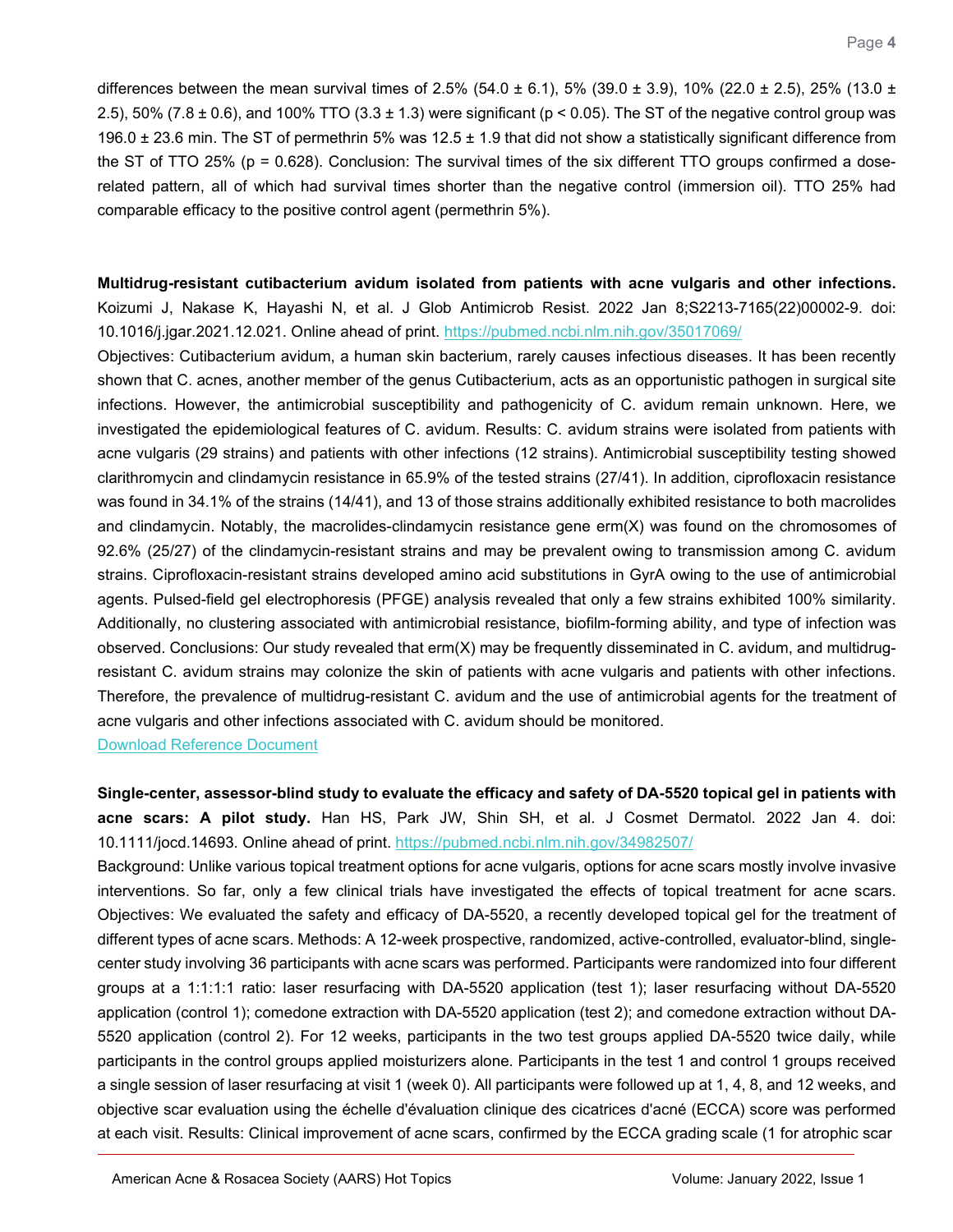differences between the mean survival times of 2.5% (54.0 ± 6.1), 5% (39.0 ± 3.9), 10% (22.0 ± 2.5), 25% (13.0 ± 2.5), 50% (7.8 ± 0.6), and 100% TTO (3.3 ± 1.3) were significant ($p < 0.05$). The ST of the negative control group was 196.0 ± 23.6 min. The ST of permethrin 5% was 12.5 ± 1.9 that did not show a statistically significant difference from the ST of TTO 25% ($p = 0.628$). Conclusion: The survival times of the six different TTO groups confirmed a dose-related pattern, all of which had survival times shorter than the negative control (immersion oil). TTO 25% had comparable efficacy to the positive control agent (permethrin 5%).

**Multidrug-resistant cutibacterium avidum isolated from patients with acne vulgaris and other infections.** Koizumi J, Nakase K, Hayashi N, et al. J Glob Antimicrob Resist. 2022 Jan 8;S2213-7165(22)00002-9. doi: 10.1016/j.jgar.2021.12.021. Online ahead of print. https://pubmed.ncbi.nlm.nih.gov/35017069/

Objectives: Cutibacterium avidum, a human skin bacterium, rarely causes infectious diseases. It has been recently shown that C. acnes, another member of the genus Cutibacterium, acts as an opportunistic pathogen in surgical site infections. However, the antimicrobial susceptibility and pathogenicity of C. avidum remain unknown. Here, we investigated the epidemiological features of C. avidum. Results: C. avidum strains were isolated from patients with acne vulgaris (29 strains) and patients with other infections (12 strains). Antimicrobial susceptibility testing showed clarithromycin and clindamycin resistance in 65.9% of the tested strains (27/41). In addition, ciprofloxacin resistance was found in 34.1% of the strains (14/41), and 13 of those strains additionally exhibited resistance to both macrolides and clindamycin. Notably, the macrolides-clindamycin resistance gene erm(X) was found on the chromosomes of 92.6% (25/27) of the clindamycin-resistant strains and may be prevalent owing to transmission among C. avidum strains. Ciprofloxacin-resistant strains developed amino acid substitutions in GyrA owing to the use of antimicrobial agents. Pulsed-field gel electrophoresis (PFGE) analysis revealed that only a few strains exhibited 100% similarity. Additionally, no clustering associated with antimicrobial resistance, biofilm-forming ability, and type of infection was observed. Conclusions: Our study revealed that erm(X) may be frequently disseminated in C. avidum, and multidrug-resistant C. avidum strains may colonize the skin of patients with acne vulgaris and patients with other infections. Therefore, the prevalence of multidrug-resistant C. avidum and the use of antimicrobial agents for the treatment of acne vulgaris and other infections associated with C. avidum should be monitored.

Download Reference Document

**Single-center, assessor-blind study to evaluate the efficacy and safety of DA-5520 topical gel in patients with acne scars: A pilot study.** Han HS, Park JW, Shin SH, et al. J Cosmet Dermatol. 2022 Jan 4. doi: 10.1111/jocd.14693. Online ahead of print. https://pubmed.ncbi.nlm.nih.gov/34982507/

Background: Unlike various topical treatment options for acne vulgaris, options for acne scars mostly involve invasive interventions. So far, only a few clinical trials have investigated the effects of topical treatment for acne scars. Objectives: We evaluated the safety and efficacy of DA-5520, a recently developed topical gel for the treatment of different types of acne scars. Methods: A 12-week prospective, randomized, active-controlled, evaluator-blind, single-center study involving 36 participants with acne scars was performed. Participants were randomized into four different groups at a 1:1:1:1 ratio: laser resurfacing with DA-5520 application (test 1); laser resurfacing without DA-5520 application (control 1); comedone extraction with DA-5520 application (test 2); and comedone extraction without DA-5520 application (control 2). For 12 weeks, participants in the two test groups applied DA-5520 twice daily, while participants in the control groups applied moisturizers alone. Participants in the test 1 and control 1 groups received a single session of laser resurfacing at visit 1 (week 0). All participants were followed up at 1, 4, 8, and 12 weeks, and objective scar evaluation using the échelle d'évaluation clinique des cicatrices d'acné (ECCA) score was performed at each visit. Results: Clinical improvement of acne scars, confirmed by the ECCA grading scale (1 for atrophic scar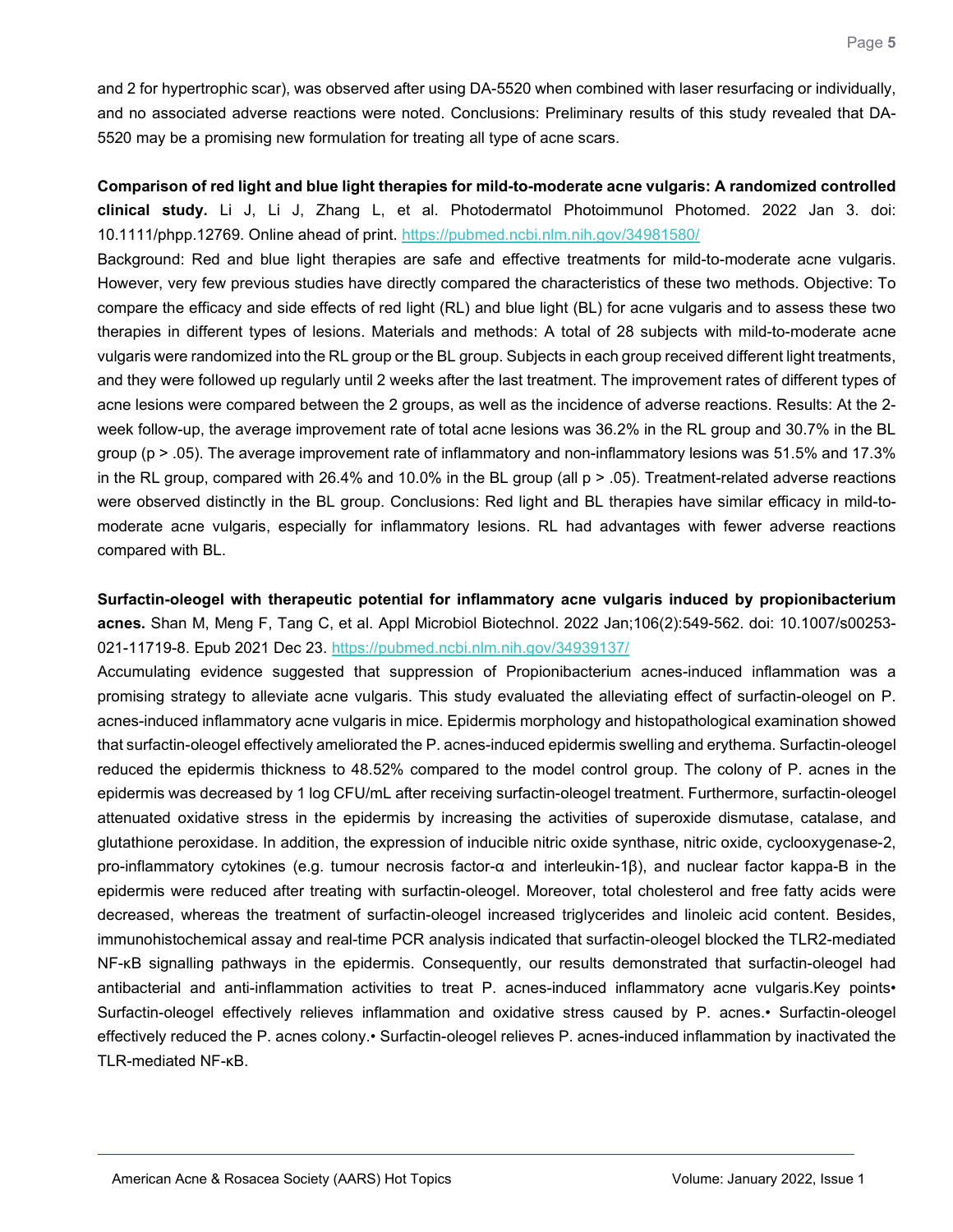and 2 for hypertrophic scar), was observed after using DA-5520 when combined with laser resurfacing or individually, and no associated adverse reactions were noted. Conclusions: Preliminary results of this study revealed that DA-5520 may be a promising new formulation for treating all type of acne scars.

**Comparison of red light and blue light therapies for mild-to-moderate acne vulgaris: A randomized controlled clinical study.** Li J, Li J, Zhang L, et al. Photodermatol Photoimmunol Photomed. 2022 Jan 3. doi: 10.1111/phpp.12769. Online ahead of print. https://pubmed.ncbi.nlm.nih.gov/34981580/

Background: Red and blue light therapies are safe and effective treatments for mild-to-moderate acne vulgaris. However, very few previous studies have directly compared the characteristics of these two methods. Objective: To compare the efficacy and side effects of red light (RL) and blue light (BL) for acne vulgaris and to assess these two therapies in different types of lesions. Materials and methods: A total of 28 subjects with mild-to-moderate acne vulgaris were randomized into the RL group or the BL group. Subjects in each group received different light treatments, and they were followed up regularly until 2 weeks after the last treatment. The improvement rates of different types of acne lesions were compared between the 2 groups, as well as the incidence of adverse reactions. Results: At the 2-week follow-up, the average improvement rate of total acne lesions was 36.2% in the RL group and 30.7% in the BL group ($p > .05$). The average improvement rate of inflammatory and non-inflammatory lesions was 51.5% and 17.3% in the RL group, compared with 26.4% and 10.0% in the BL group (all $p > .05$). Treatment-related adverse reactions were observed distinctly in the BL group. Conclusions: Red light and BL therapies have similar efficacy in mild-to-moderate acne vulgaris, especially for inflammatory lesions. RL had advantages with fewer adverse reactions compared with BL.

**Surfactin-oleogel with therapeutic potential for inflammatory acne vulgaris induced by propionibacterium acnes.** Shan M, Meng F, Tang C, et al. Appl Microbiol Biotechnol. 2022 Jan;106(2):549-562. doi: 10.1007/s00253-021-11719-8. Epub 2021 Dec 23. https://pubmed.ncbi.nlm.nih.gov/34939137/

Accumulating evidence suggested that suppression of Propionibacterium acnes-induced inflammation was a promising strategy to alleviate acne vulgaris. This study evaluated the alleviating effect of surfactin-oleogel on P. acnes-induced inflammatory acne vulgaris in mice. Epidermis morphology and histopathological examination showed that surfactin-oleogel effectively ameliorated the P. acnes-induced epidermis swelling and erythema. Surfactin-oleogel reduced the epidermis thickness to 48.52% compared to the model control group. The colony of P. acnes in the epidermis was decreased by 1 log CFU/mL after receiving surfactin-oleogel treatment. Furthermore, surfactin-oleogel attenuated oxidative stress in the epidermis by increasing the activities of superoxide dismutase, catalase, and glutathione peroxidase. In addition, the expression of inducible nitric oxide synthase, nitric oxide, cyclooxygenase-2, pro-inflammatory cytokines (e.g. tumour necrosis factor-α and interleukin-1β), and nuclear factor kappa-B in the epidermis were reduced after treating with surfactin-oleogel. Moreover, total cholesterol and free fatty acids were decreased, whereas the treatment of surfactin-oleogel increased triglycerides and linoleic acid content. Besides, immunohistochemical assay and real-time PCR analysis indicated that surfactin-oleogel blocked the TLR2-mediated NF-κB signalling pathways in the epidermis. Consequently, our results demonstrated that surfactin-oleogel had antibacterial and anti-inflammation activities to treat P. acnes-induced inflammatory acne vulgaris.Key points• Surfactin-oleogel effectively relieves inflammation and oxidative stress caused by P. acnes.• Surfactin-oleogel effectively reduced the P. acnes colony.• Surfactin-oleogel relieves P. acnes-induced inflammation by inactivated the TLR-mediated NF-κB.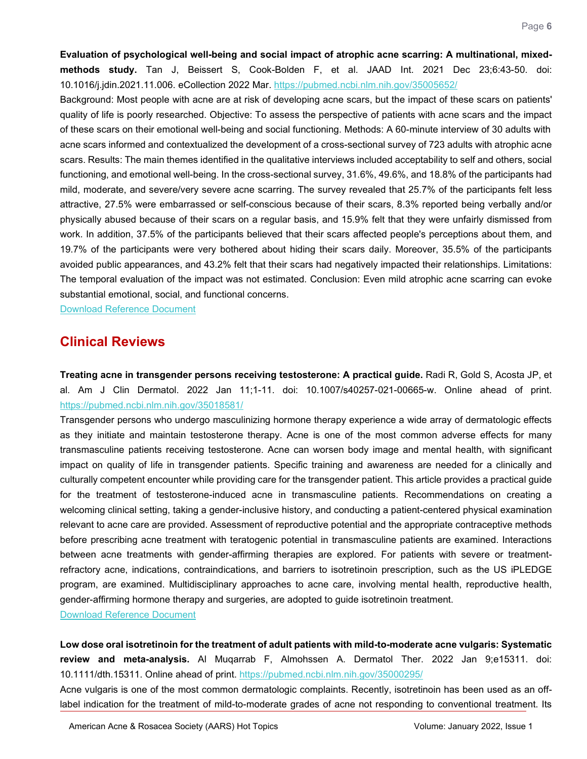**Evaluation of psychological well-being and social impact of atrophic acne scarring: A multinational, mixed-methods study.** Tan J, Beissert S, Cook-Bolden F, et al. JAAD Int. 2021 Dec 23;6:43-50. doi: 10.1016/j.jdin.2021.11.006. eCollection 2022 Mar. https://pubmed.ncbi.nlm.nih.gov/35005652/

Background: Most people with acne are at risk of developing acne scars, but the impact of these scars on patients' quality of life is poorly researched. Objective: To assess the perspective of patients with acne scars and the impact of these scars on their emotional well-being and social functioning. Methods: A 60-minute interview of 30 adults with acne scars informed and contextualized the development of a cross-sectional survey of 723 adults with atrophic acne scars. Results: The main themes identified in the qualitative interviews included acceptability to self and others, social functioning, and emotional well-being. In the cross-sectional survey, 31.6%, 49.6%, and 18.8% of the participants had mild, moderate, and severe/very severe acne scarring. The survey revealed that 25.7% of the participants felt less attractive, 27.5% were embarrassed or self-conscious because of their scars, 8.3% reported being verbally and/or physically abused because of their scars on a regular basis, and 15.9% felt that they were unfairly dismissed from work. In addition, 37.5% of the participants believed that their scars affected people's perceptions about them, and 19.7% of the participants were very bothered about hiding their scars daily. Moreover, 35.5% of the participants avoided public appearances, and 43.2% felt that their scars had negatively impacted their relationships. Limitations: The temporal evaluation of the impact was not estimated. Conclusion: Even mild atrophic acne scarring can evoke substantial emotional, social, and functional concerns.

Download Reference Document

## Clinical Reviews

**Treating acne in transgender persons receiving testosterone: A practical guide.** Radi R, Gold S, Acosta JP, et al. Am J Clin Dermatol. 2022 Jan 11;1-11. doi: 10.1007/s40257-021-00665-w. Online ahead of print. https://pubmed.ncbi.nlm.nih.gov/35018581/

Transgender persons who undergo masculinizing hormone therapy experience a wide array of dermatologic effects as they initiate and maintain testosterone therapy. Acne is one of the most common adverse effects for many transmasculine patients receiving testosterone. Acne can worsen body image and mental health, with significant impact on quality of life in transgender patients. Specific training and awareness are needed for a clinically and culturally competent encounter while providing care for the transgender patient. This article provides a practical guide for the treatment of testosterone-induced acne in transmasculine patients. Recommendations on creating a welcoming clinical setting, taking a gender-inclusive history, and conducting a patient-centered physical examination relevant to acne care are provided. Assessment of reproductive potential and the appropriate contraceptive methods before prescribing acne treatment with teratogenic potential in transmasculine patients are examined. Interactions between acne treatments with gender-affirming therapies are explored. For patients with severe or treatment-refractory acne, indications, contraindications, and barriers to isotretinoin prescription, such as the US iPLEDGE program, are examined. Multidisciplinary approaches to acne care, involving mental health, reproductive health, gender-affirming hormone therapy and surgeries, are adopted to guide isotretinoin treatment.

Download Reference Document

**Low dose oral isotretinoin for the treatment of adult patients with mild-to-moderate acne vulgaris: Systematic review and meta-analysis.** Al Muqarrab F, Almohssen A. Dermatol Ther. 2022 Jan 9;e15311. doi: 10.1111/dth.15311. Online ahead of print. https://pubmed.ncbi.nlm.nih.gov/35000295/

Acne vulgaris is one of the most common dermatologic complaints. Recently, isotretinoin has been used as an off-label indication for the treatment of mild-to-moderate grades of acne not responding to conventional treatment. Its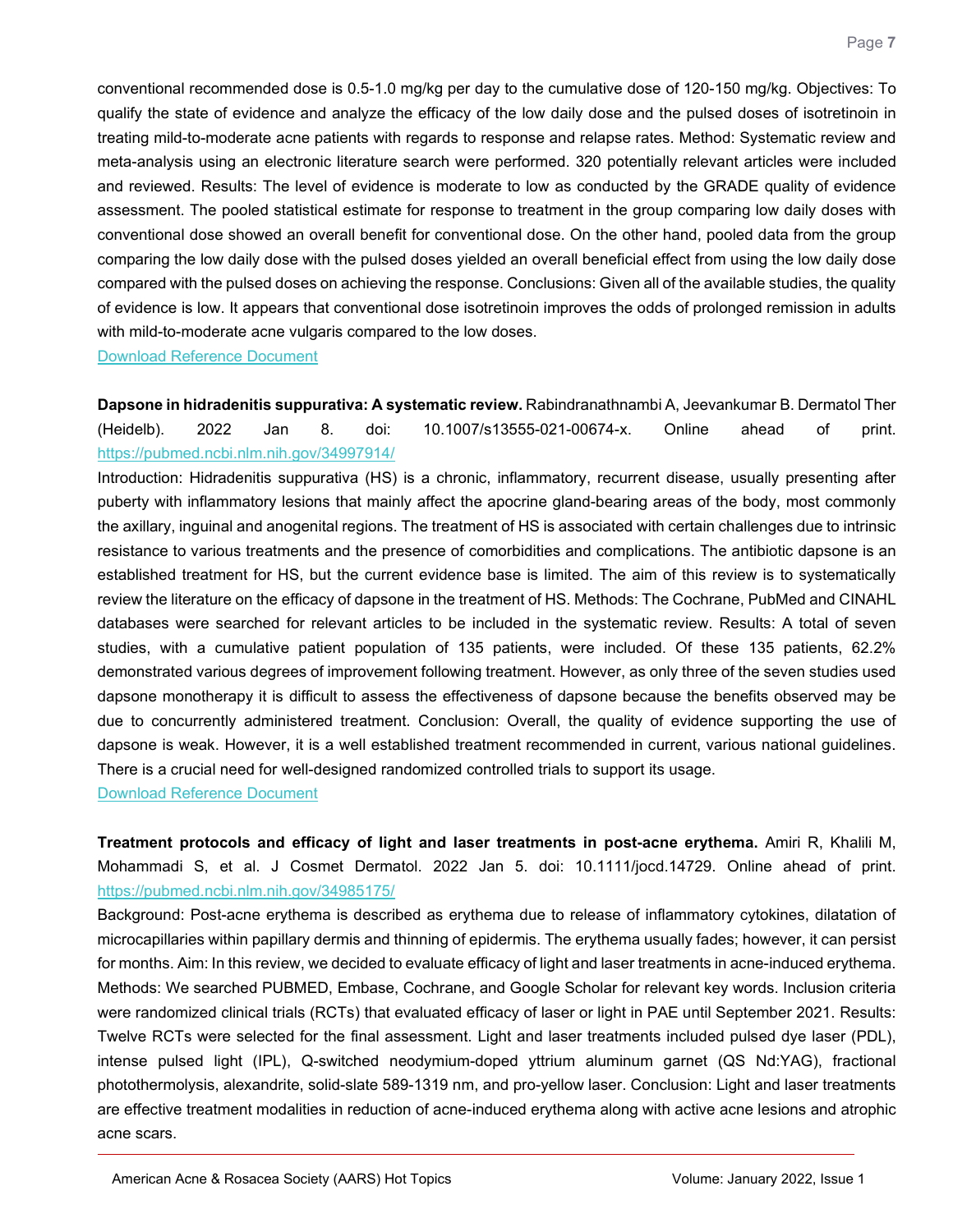conventional recommended dose is 0.5-1.0 mg/kg per day to the cumulative dose of 120-150 mg/kg. Objectives: To qualify the state of evidence and analyze the efficacy of the low daily dose and the pulsed doses of isotretinoin in treating mild-to-moderate acne patients with regards to response and relapse rates. Method: Systematic review and meta-analysis using an electronic literature search were performed. 320 potentially relevant articles were included and reviewed. Results: The level of evidence is moderate to low as conducted by the GRADE quality of evidence assessment. The pooled statistical estimate for response to treatment in the group comparing low daily doses with conventional dose showed an overall benefit for conventional dose. On the other hand, pooled data from the group comparing the low daily dose with the pulsed doses yielded an overall beneficial effect from using the low daily dose compared with the pulsed doses on achieving the response. Conclusions: Given all of the available studies, the quality of evidence is low. It appears that conventional dose isotretinoin improves the odds of prolonged remission in adults with mild-to-moderate acne vulgaris compared to the low doses.

Download Reference Document

**Dapsone in hidradenitis suppurativa: A systematic review.** Rabindranathnambi A, Jeevankumar B. Dermatol Ther (Heidelb). 2022 Jan 8. doi: 10.1007/s13555-021-00674-x. Online ahead of print. https://pubmed.ncbi.nlm.nih.gov/34997914/

Introduction: Hidradenitis suppurativa (HS) is a chronic, inflammatory, recurrent disease, usually presenting after puberty with inflammatory lesions that mainly affect the apocrine gland-bearing areas of the body, most commonly the axillary, inguinal and anogenital regions. The treatment of HS is associated with certain challenges due to intrinsic resistance to various treatments and the presence of comorbidities and complications. The antibiotic dapsone is an established treatment for HS, but the current evidence base is limited. The aim of this review is to systematically review the literature on the efficacy of dapsone in the treatment of HS. Methods: The Cochrane, PubMed and CINAHL databases were searched for relevant articles to be included in the systematic review. Results: A total of seven studies, with a cumulative patient population of 135 patients, were included. Of these 135 patients, 62.2% demonstrated various degrees of improvement following treatment. However, as only three of the seven studies used dapsone monotherapy it is difficult to assess the effectiveness of dapsone because the benefits observed may be due to concurrently administered treatment. Conclusion: Overall, the quality of evidence supporting the use of dapsone is weak. However, it is a well established treatment recommended in current, various national guidelines. There is a crucial need for well-designed randomized controlled trials to support its usage.

Download Reference Document

**Treatment protocols and efficacy of light and laser treatments in post-acne erythema.** Amiri R, Khalili M, Mohammadi S, et al. J Cosmet Dermatol. 2022 Jan 5. doi: 10.1111/jocd.14729. Online ahead of print. https://pubmed.ncbi.nlm.nih.gov/34985175/

Background: Post-acne erythema is described as erythema due to release of inflammatory cytokines, dilatation of microcapillaries within papillary dermis and thinning of epidermis. The erythema usually fades; however, it can persist for months. Aim: In this review, we decided to evaluate efficacy of light and laser treatments in acne-induced erythema. Methods: We searched PUBMED, Embase, Cochrane, and Google Scholar for relevant key words. Inclusion criteria were randomized clinical trials (RCTs) that evaluated efficacy of laser or light in PAE until September 2021. Results: Twelve RCTs were selected for the final assessment. Light and laser treatments included pulsed dye laser (PDL), intense pulsed light (IPL), Q-switched neodymium-doped yttrium aluminum garnet (QS Nd:YAG), fractional photothermolysis, alexandrite, solid-slate 589-1319 nm, and pro-yellow laser. Conclusion: Light and laser treatments are effective treatment modalities in reduction of acne-induced erythema along with active acne lesions and atrophic acne scars.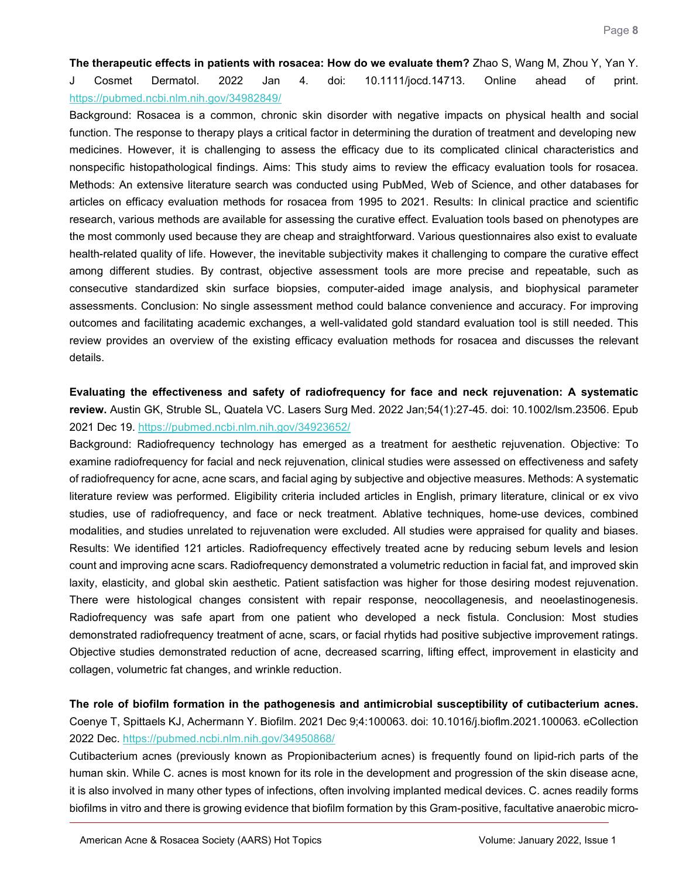**The therapeutic effects in patients with rosacea: How do we evaluate them?** Zhao S, Wang M, Zhou Y, Yan Y. J Cosmet Dermatol. 2022 Jan 4. doi: 10.1111/jocd.14713. Online ahead of print. https://pubmed.ncbi.nlm.nih.gov/34982849/

Background: Rosacea is a common, chronic skin disorder with negative impacts on physical health and social function. The response to therapy plays a critical factor in determining the duration of treatment and developing new medicines. However, it is challenging to assess the efficacy due to its complicated clinical characteristics and nonspecific histopathological findings. Aims: This study aims to review the efficacy evaluation tools for rosacea. Methods: An extensive literature search was conducted using PubMed, Web of Science, and other databases for articles on efficacy evaluation methods for rosacea from 1995 to 2021. Results: In clinical practice and scientific research, various methods are available for assessing the curative effect. Evaluation tools based on phenotypes are the most commonly used because they are cheap and straightforward. Various questionnaires also exist to evaluate health-related quality of life. However, the inevitable subjectivity makes it challenging to compare the curative effect among different studies. By contrast, objective assessment tools are more precise and repeatable, such as consecutive standardized skin surface biopsies, computer-aided image analysis, and biophysical parameter assessments. Conclusion: No single assessment method could balance convenience and accuracy. For improving outcomes and facilitating academic exchanges, a well-validated gold standard evaluation tool is still needed. This review provides an overview of the existing efficacy evaluation methods for rosacea and discusses the relevant details.

**Evaluating the effectiveness and safety of radiofrequency for face and neck rejuvenation: A systematic review.** Austin GK, Struble SL, Quatela VC. Lasers Surg Med. 2022 Jan;54(1):27-45. doi: 10.1002/lsm.23506. Epub 2021 Dec 19. https://pubmed.ncbi.nlm.nih.gov/34923652/

Background: Radiofrequency technology has emerged as a treatment for aesthetic rejuvenation. Objective: To examine radiofrequency for facial and neck rejuvenation, clinical studies were assessed on effectiveness and safety of radiofrequency for acne, acne scars, and facial aging by subjective and objective measures. Methods: A systematic literature review was performed. Eligibility criteria included articles in English, primary literature, clinical or ex vivo studies, use of radiofrequency, and face or neck treatment. Ablative techniques, home-use devices, combined modalities, and studies unrelated to rejuvenation were excluded. All studies were appraised for quality and biases. Results: We identified 121 articles. Radiofrequency effectively treated acne by reducing sebum levels and lesion count and improving acne scars. Radiofrequency demonstrated a volumetric reduction in facial fat, and improved skin laxity, elasticity, and global skin aesthetic. Patient satisfaction was higher for those desiring modest rejuvenation. There were histological changes consistent with repair response, neocollagenesis, and neoelastinogenesis. Radiofrequency was safe apart from one patient who developed a neck fistula. Conclusion: Most studies demonstrated radiofrequency treatment of acne, scars, or facial rhytids had positive subjective improvement ratings. Objective studies demonstrated reduction of acne, decreased scarring, lifting effect, improvement in elasticity and collagen, volumetric fat changes, and wrinkle reduction.

**The role of biofilm formation in the pathogenesis and antimicrobial susceptibility of cutibacterium acnes.** Coenye T, Spittaels KJ, Achermann Y. Biofilm. 2021 Dec 9;4:100063. doi: 10.1016/j.bioflm.2021.100063. eCollection 2022 Dec. https://pubmed.ncbi.nlm.nih.gov/34950868/

Cutibacterium acnes (previously known as Propionibacterium acnes) is frequently found on lipid-rich parts of the human skin. While C. acnes is most known for its role in the development and progression of the skin disease acne, it is also involved in many other types of infections, often involving implanted medical devices. C. acnes readily forms biofilms in vitro and there is growing evidence that biofilm formation by this Gram-positive, facultative anaerobic micro-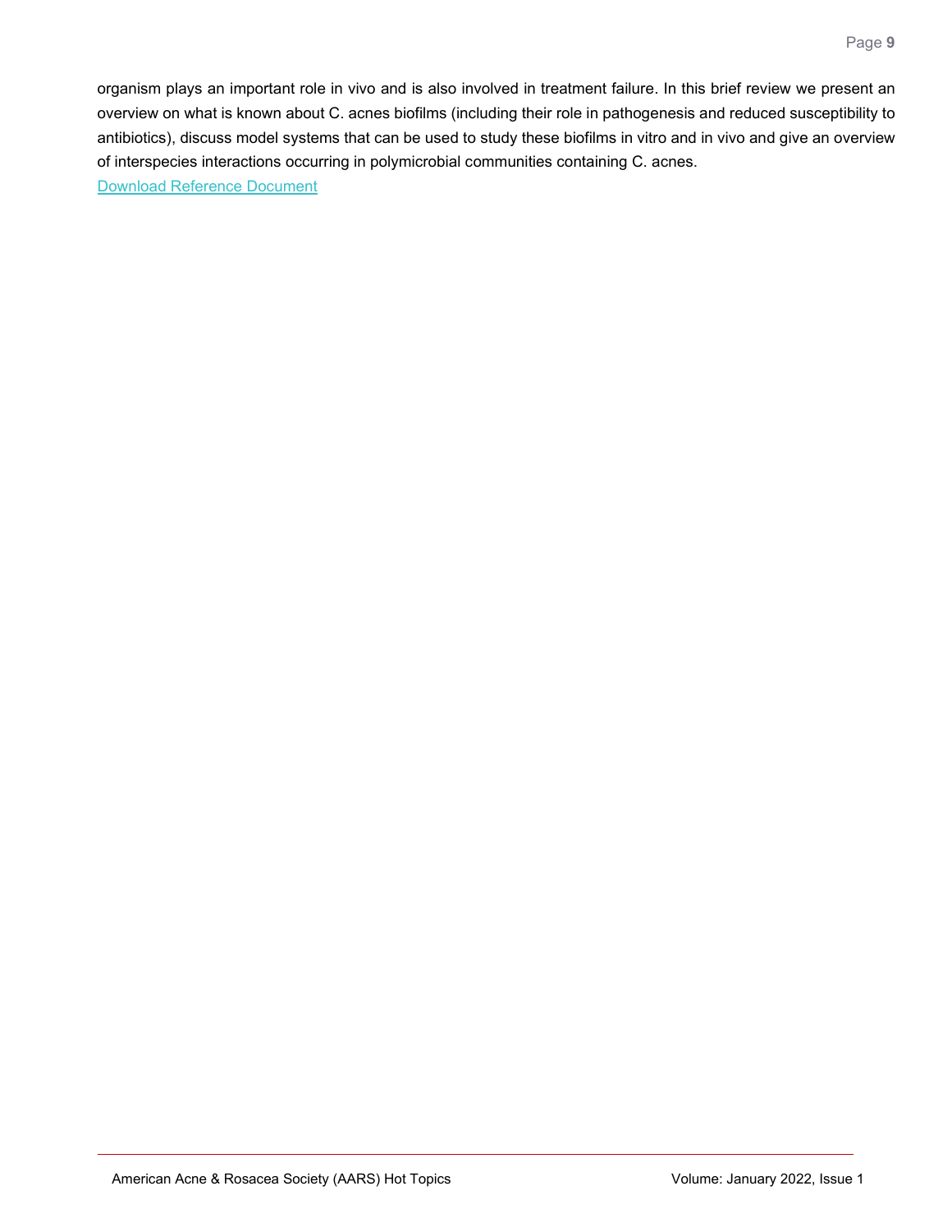organism plays an important role in vivo and is also involved in treatment failure. In this brief review we present an overview on what is known about C. acnes biofilms (including their role in pathogenesis and reduced susceptibility to antibiotics), discuss model systems that can be used to study these biofilms in vitro and in vivo and give an overview of interspecies interactions occurring in polymicrobial communities containing C. acnes.

Download Reference Document